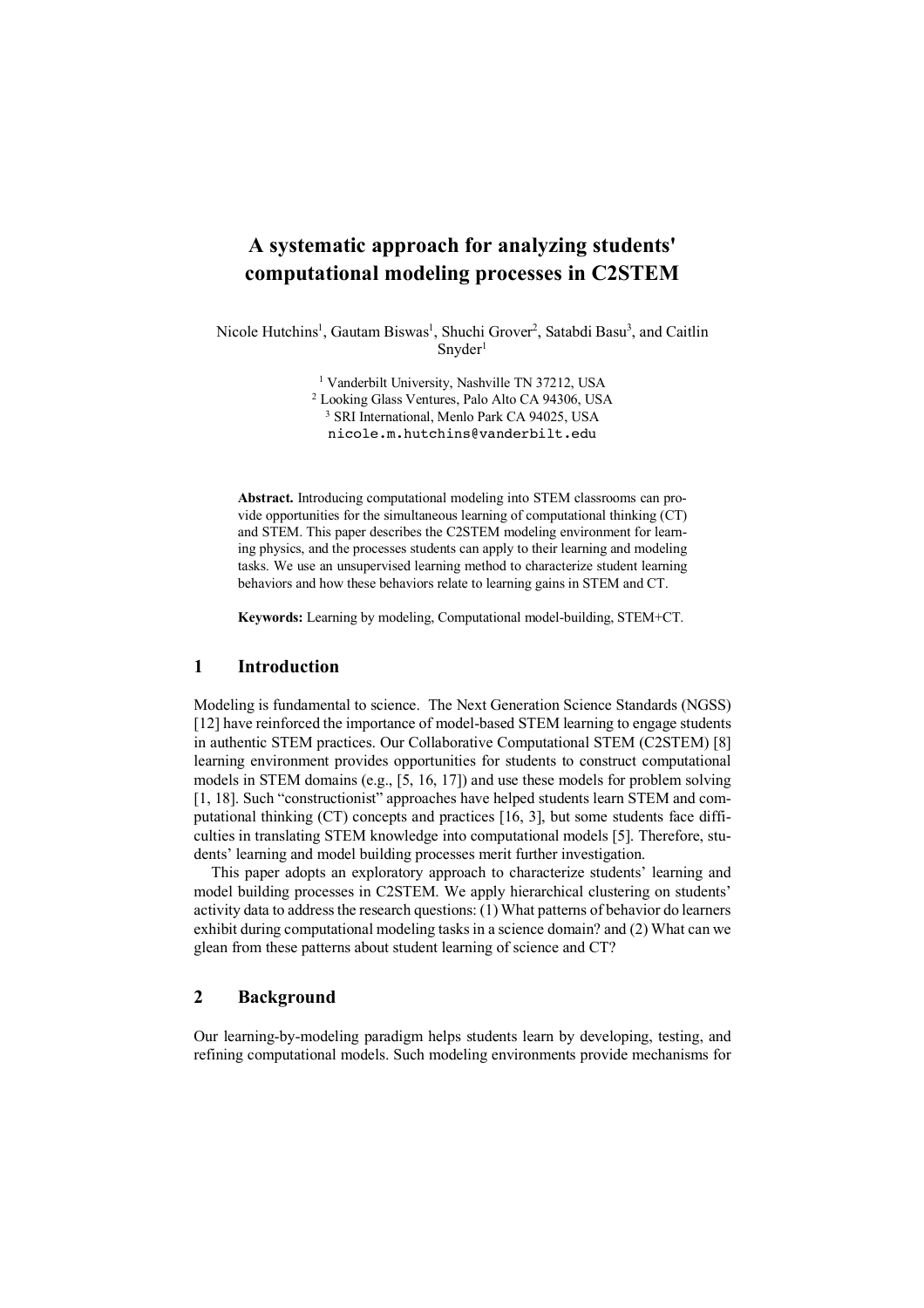# A systematic approach for analyzing students' computational modeling processes in C2STEM

Nicole Hutchins[1], Gautam Biswas[1], Shuchi Grover[2], Satabdi Basu[3], and Caitlin Snyder[1]

[1] Vanderbilt University, Nashville TN 37212, USA
[2] Looking Glass Ventures, Palo Alto CA 94306, USA
[3] SRI International, Menlo Park CA 94025, USA
nicole.m.hutchins@vanderbilt.edu

**Abstract.** Introducing computational modeling into STEM classrooms can provide opportunities for the simultaneous learning of computational thinking (CT) and STEM. This paper describes the C2STEM modeling environment for learning physics, and the processes students can apply to their learning and modeling tasks. We use an unsupervised learning method to characterize student learning behaviors and how these behaviors relate to learning gains in STEM and CT.

**Keywords:** Learning by modeling, Computational model-building, STEM+CT.

## 1 Introduction

Modeling is fundamental to science. The Next Generation Science Standards (NGSS) [12] have reinforced the importance of model-based STEM learning to engage students in authentic STEM practices. Our Collaborative Computational STEM (C2STEM) [8] learning environment provides opportunities for students to construct computational models in STEM domains (e.g., [5, 16, 17]) and use these models for problem solving [1, 18]. Such "constructionist" approaches have helped students learn STEM and computational thinking (CT) concepts and practices [16, 3], but some students face difficulties in translating STEM knowledge into computational models [5]. Therefore, students' learning and model building processes merit further investigation.

This paper adopts an exploratory approach to characterize students' learning and model building processes in C2STEM. We apply hierarchical clustering on students' activity data to address the research questions: (1) What patterns of behavior do learners exhibit during computational modeling tasks in a science domain? and (2) What can we glean from these patterns about student learning of science and CT?

## 2 Background

Our learning-by-modeling paradigm helps students learn by developing, testing, and refining computational models. Such modeling environments provide mechanisms for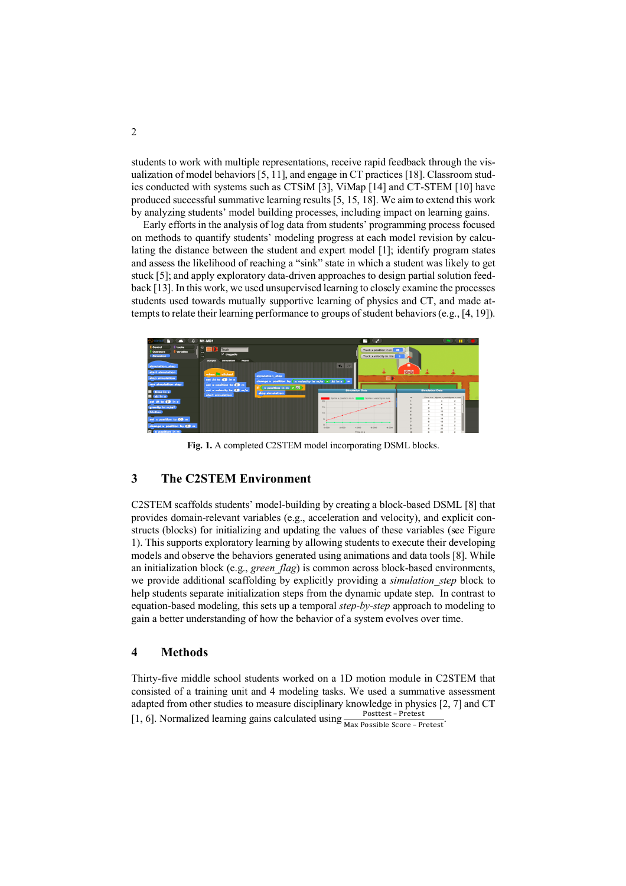students to work with multiple representations, receive rapid feedback through the visualization of model behaviors [5, 11], and engage in CT practices [18]. Classroom studies conducted with systems such as CTSiM [3], ViMap [14] and CT-STEM [10] have produced successful summative learning results [5, 15, 18]. We aim to extend this work by analyzing students' model building processes, including impact on learning gains.

Early efforts in the analysis of log data from students' programming process focused on methods to quantify students' modeling progress at each model revision by calculating the distance between the student and expert model [1]; identify program states and assess the likelihood of reaching a "sink" state in which a student was likely to get stuck [5]; and apply exploratory data-driven approaches to design partial solution feedback [13]. In this work, we used unsupervised learning to closely examine the processes students used towards mutually supportive learning of physics and CT, and made attempts to relate their learning performance to groups of student behaviors (e.g., [4, 19]).

**Fig. 1.** A completed C2STEM model incorporating DSML blocks.

## 3 The C2STEM Environment

C2STEM scaffolds students' model-building by creating a block-based DSML [8] that provides domain-relevant variables (e.g., acceleration and velocity), and explicit constructs (blocks) for initializing and updating the values of these variables (see Figure 1). This supports exploratory learning by allowing students to execute their developing models and observe the behaviors generated using animations and data tools [8]. While an initialization block (e.g., *green_flag*) is common across block-based environments, we provide additional scaffolding by explicitly providing a *simulation_step* block to help students separate initialization steps from the dynamic update step. In contrast to equation-based modeling, this sets up a temporal *step-by-step* approach to modeling to gain a better understanding of how the behavior of a system evolves over time.

## 4 Methods

Thirty-five middle school students worked on a 1D motion module in C2STEM that consisted of a training unit and 4 modeling tasks. We used a summative assessment adapted from other studies to measure disciplinary knowledge in physics [2, 7] and CT [1, 6]. Normalized learning gains calculated using $\frac{\text{Posttest} - \text{Pretest}}{\text{Max Possible Score} - \text{Pretest}}$.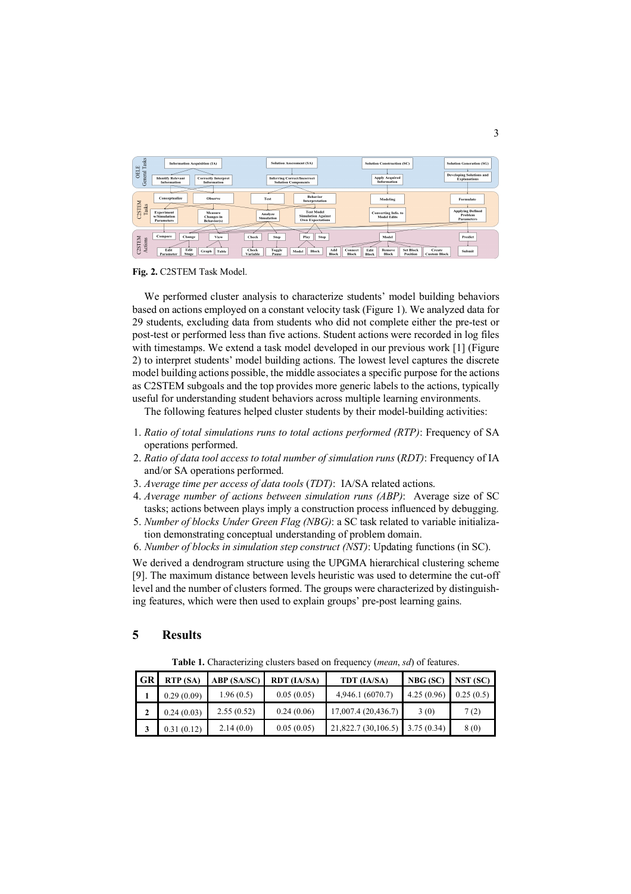Fig. 2. C2STEM Task Model.

We performed cluster analysis to characterize students' model building behaviors based on actions employed on a constant velocity task (Figure 1). We analyzed data for 29 students, excluding data from students who did not complete either the pre-test or post-test or performed less than five actions. Student actions were recorded in log files with timestamps. We extend a task model developed in our previous work [1] (Figure 2) to interpret students' model building actions. The lowest level captures the discrete model building actions possible, the middle associates a specific purpose for the actions as C2STEM subgoals and the top provides more generic labels to the actions, typically useful for understanding student behaviors across multiple learning environments.

The following features helped cluster students by their model-building activities:

1. *Ratio of total simulations runs to total actions performed (RTP)*: Frequency of SA operations performed.
2. *Ratio of data tool access to total number of simulation runs* (*RDT)*: Frequency of IA and/or SA operations performed.
3. *Average time per access of data tools* (*TDT)*: IA/SA related actions.
4. *Average number of actions between simulation runs (ABP)*: Average size of SC tasks; actions between plays imply a construction process influenced by debugging.
5. *Number of blocks Under Green Flag (NBG)*: a SC task related to variable initialization demonstrating conceptual understanding of problem domain.
6. *Number of blocks in simulation step construct (NST)*: Updating functions (in SC).

We derived a dendrogram structure using the UPGMA hierarchical clustering scheme [9]. The maximum distance between levels heuristic was used to determine the cut-off level and the number of clusters formed. The groups were characterized by distinguishing features, which were then used to explain groups' pre-post learning gains.

# 5 Results

**Table 1.** Characterizing clusters based on frequency (*mean*, *sd*) of features.

| GR | RTP (SA) | ABP (SA/SC) | RDT (IA/SA) | TDT (IA/SA) | NBG (SC) | NST (SC) |
|---|---|---|---|---|---|---|
| **1** | 0.29 (0.09) | 1.96 (0.5) | 0.05 (0.05) | 4,946.1 (6070.7) | 4.25 (0.96) | 0.25 (0.5) |
| **2** | 0.24 (0.03) | 2.55 (0.52) | 0.24 (0.06) | 17,007.4 (20,436.7) | 3 (0) | 7 (2) |
| **3** | 0.31 (0.12) | 2.14 (0.0) | 0.05 (0.05) | 21,822.7 (30,106.5) | 3.75 (0.34) | 8 (0) |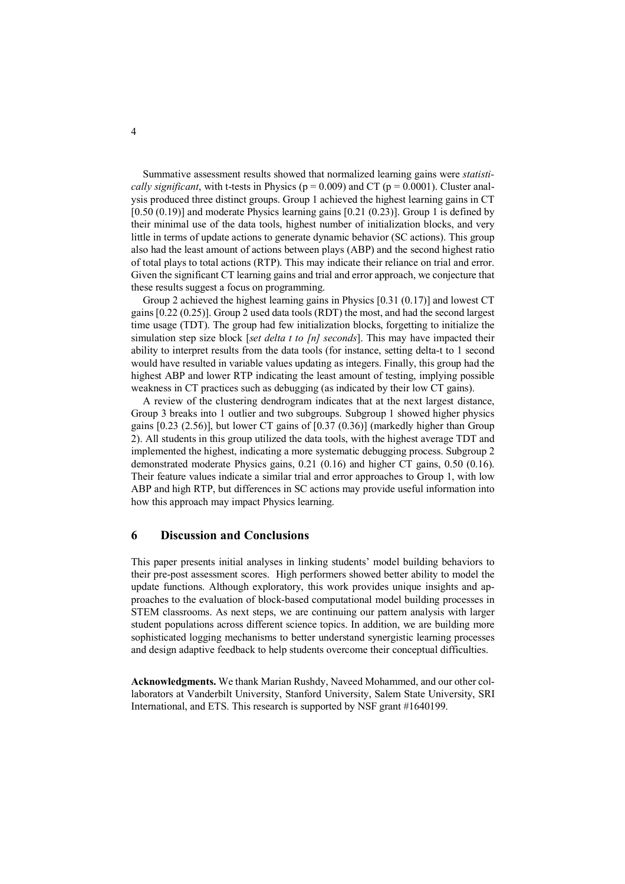Summative assessment results showed that normalized learning gains were *statistically significant*, with t-tests in Physics ($p = 0.009$) and CT ($p = 0.0001$). Cluster analysis produced three distinct groups. Group 1 achieved the highest learning gains in CT [0.50 (0.19)] and moderate Physics learning gains [0.21 (0.23)]. Group 1 is defined by their minimal use of the data tools, highest number of initialization blocks, and very little in terms of update actions to generate dynamic behavior (SC actions). This group also had the least amount of actions between plays (ABP) and the second highest ratio of total plays to total actions (RTP). This may indicate their reliance on trial and error. Given the significant CT learning gains and trial and error approach, we conjecture that these results suggest a focus on programming.

Group 2 achieved the highest learning gains in Physics [0.31 (0.17)] and lowest CT gains [0.22 (0.25)]. Group 2 used data tools (RDT) the most, and had the second largest time usage (TDT). The group had few initialization blocks, forgetting to initialize the simulation step size block [*set delta t to [n] seconds*]. This may have impacted their ability to interpret results from the data tools (for instance, setting delta-t to 1 second would have resulted in variable values updating as integers. Finally, this group had the highest ABP and lower RTP indicating the least amount of testing, implying possible weakness in CT practices such as debugging (as indicated by their low CT gains).

A review of the clustering dendrogram indicates that at the next largest distance, Group 3 breaks into 1 outlier and two subgroups. Subgroup 1 showed higher physics gains [0.23 (2.56)], but lower CT gains of [0.37 (0.36)] (markedly higher than Group 2). All students in this group utilized the data tools, with the highest average TDT and implemented the highest, indicating a more systematic debugging process. Subgroup 2 demonstrated moderate Physics gains, 0.21 (0.16) and higher CT gains, 0.50 (0.16). Their feature values indicate a similar trial and error approaches to Group 1, with low ABP and high RTP, but differences in SC actions may provide useful information into how this approach may impact Physics learning.

## 6 Discussion and Conclusions

This paper presents initial analyses in linking students' model building behaviors to their pre-post assessment scores. High performers showed better ability to model the update functions. Although exploratory, this work provides unique insights and approaches to the evaluation of block-based computational model building processes in STEM classrooms. As next steps, we are continuing our pattern analysis with larger student populations across different science topics. In addition, we are building more sophisticated logging mechanisms to better understand synergistic learning processes and design adaptive feedback to help students overcome their conceptual difficulties.

**Acknowledgments.** We thank Marian Rushdy, Naveed Mohammed, and our other collaborators at Vanderbilt University, Stanford University, Salem State University, SRI International, and ETS. This research is supported by NSF grant #1640199.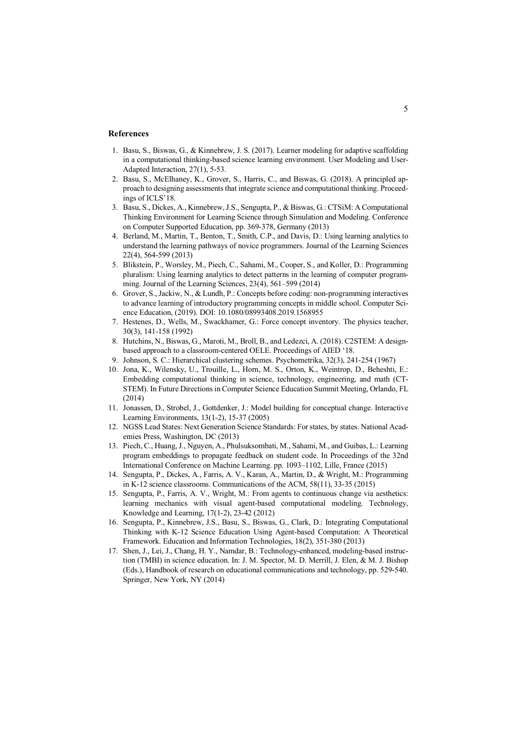## References

1. Basu, S., Biswas, G., & Kinnebrew, J. S. (2017). Learner modeling for adaptive scaffolding in a computational thinking-based science learning environment. User Modeling and User-Adapted Interaction, 27(1), 5-53.
2. Basu, S., McElhaney, K., Grover, S., Harris, C., and Biswas, G. (2018). A principled approach to designing assessments that integrate science and computational thinking. Proceedings of ICLS'18.
3. Basu, S., Dickes, A., Kinnebrew, J.S., Sengupta, P., & Biswas, G.: CTSiM: A Computational Thinking Environment for Learning Science through Simulation and Modeling. Conference on Computer Supported Education, pp. 369-378, Germany (2013)
4. Berland, M., Martin, T., Benton, T., Smith, C.P., and Davis, D.: Using learning analytics to understand the learning pathways of novice programmers. Journal of the Learning Sciences 22(4), 564-599 (2013)
5. Blikstein, P., Worsley, M., Piech, C., Sahami, M., Cooper, S., and Koller, D.: Programming pluralism: Using learning analytics to detect patterns in the learning of computer programming. Journal of the Learning Sciences, 23(4), 561–599 (2014)
6. Grover, S., Jackiw, N., & Lundh, P.: Concepts before coding: non-programming interactives to advance learning of introductory programming concepts in middle school. Computer Science Education, (2019). DOI: 10.1080/08993408.2019.1568955
7. Hestenes, D., Wells, M., Swackhamer, G.: Force concept inventory. The physics teacher, 30(3), 141-158 (1992)
8. Hutchins, N., Biswas, G., Maroti, M., Broll, B., and Ledezci, A. (2018). C2STEM: A design-based approach to a classroom-centered OELE. Proceedings of AIED '18.
9. Johnson, S. C.: Hierarchical clustering schemes. Psychometrika, 32(3), 241-254 (1967)
10. Jona, K., Wilensky, U., Trouille, L., Horn, M. S., Orton, K., Weintrop, D., Beheshti, E.: Embedding computational thinking in science, technology, engineering, and math (CT-STEM). In Future Directions in Computer Science Education Summit Meeting, Orlando, FL (2014)
11. Jonassen, D., Strobel, J., Gottdenker, J.: Model building for conceptual change. Interactive Learning Environments, 13(1-2), 15-37 (2005)
12. NGSS Lead States: Next Generation Science Standards: For states, by states. National Academies Press, Washington, DC (2013)
13. Piech, C., Huang, J., Nguyen, A., Phulsuksombati, M., Sahami, M., and Guibas, L.: Learning program embeddings to propagate feedback on student code. In Proceedings of the 32nd International Conference on Machine Learning. pp. 1093–1102, Lille, France (2015)
14. Sengupta, P., Dickes, A., Farris, A. V., Karan, A., Martin, D., & Wright, M.: Programming in K-12 science classrooms. Communications of the ACM, 58(11), 33-35 (2015)
15. Sengupta, P., Farris, A. V., Wright, M.: From agents to continuous change via aesthetics: learning mechanics with visual agent-based computational modeling. Technology, Knowledge and Learning, 17(1-2), 23-42 (2012)
16. Sengupta, P., Kinnebrew, J.S., Basu, S., Biswas, G., Clark, D.: Integrating Computational Thinking with K-12 Science Education Using Agent-based Computation: A Theoretical Framework. Education and Information Technologies, 18(2), 351-380 (2013)
17. Shen, J., Lei, J., Chang, H. Y., Namdar, B.: Technology-enhanced, modeling-based instruction (TMBI) in science education. In: J. M. Spector, M. D. Merrill, J. Elen, & M. J. Bishop (Eds.), Handbook of research on educational communications and technology, pp. 529-540. Springer, New York, NY (2014)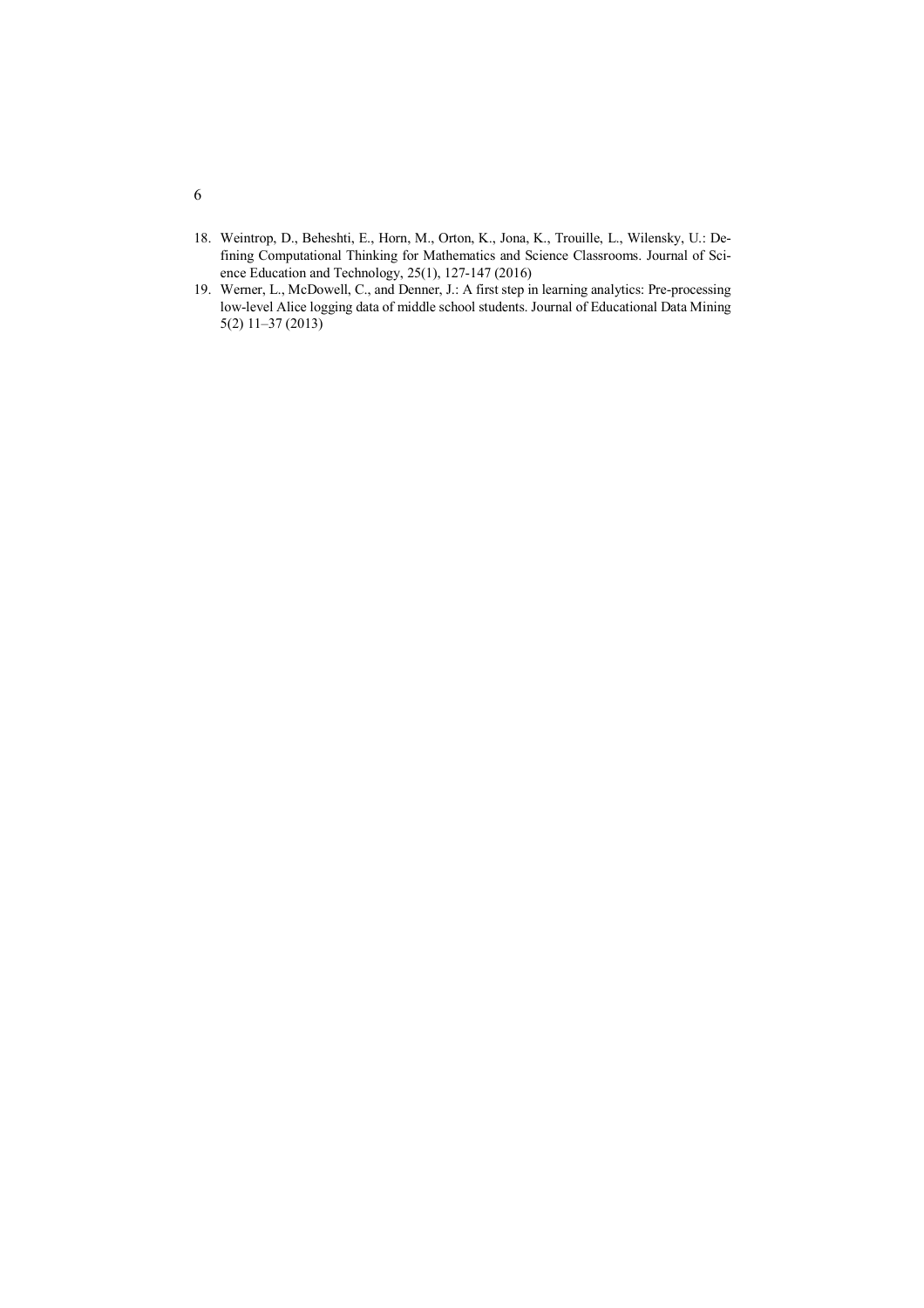18. Weintrop, D., Beheshti, E., Horn, M., Orton, K., Jona, K., Trouille, L., Wilensky, U.: Defining Computational Thinking for Mathematics and Science Classrooms. Journal of Science Education and Technology, 25(1), 127-147 (2016)
19. Werner, L., McDowell, C., and Denner, J.: A first step in learning analytics: Pre-processing low-level Alice logging data of middle school students. Journal of Educational Data Mining 5(2) 11–37 (2013)